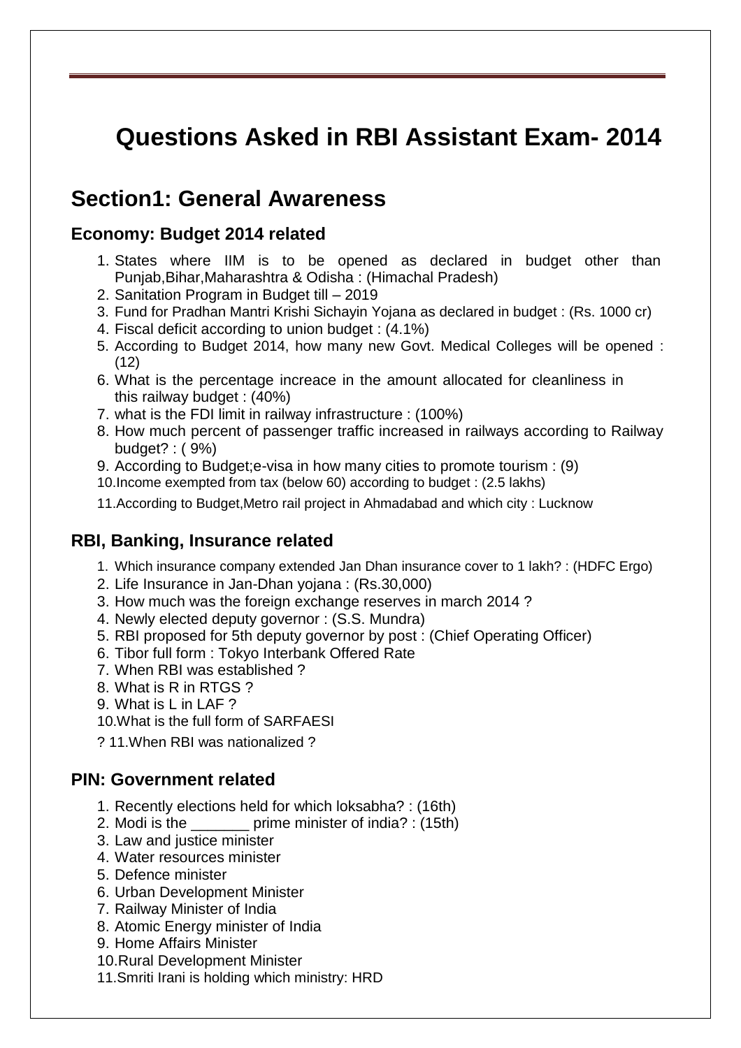# Questions Asked in RBI Assistant Exam- 2014

## Section1: General Awareness

### Economy: Budget 2014 related

1. States where IIM is to be opened as declared in budget other than Punjab,Bihar,Maharashtra & Odisha : (Himachal Pradesh)
2. Sanitation Program in Budget till – 2019
3. Fund for Pradhan Mantri Krishi Sichayin Yojana as declared in budget : (Rs. 1000 cr)
4. Fiscal deficit according to union budget : (4.1%)
5. According to Budget 2014, how many new Govt. Medical Colleges will be opened : (12)
6. What is the percentage increace in the amount allocated for cleanliness in this railway budget : (40%)
7. what is the FDI limit in railway infrastructure : (100%)
8. How much percent of passenger traffic increased in railways according to Railway budget? : ( 9%)
9. According to Budget;e-visa in how many cities to promote tourism : (9)
10. Income exempted from tax (below 60) according to budget : (2.5 lakhs)
11. According to Budget,Metro rail project in Ahmadabad and which city : Lucknow

### RBI, Banking, Insurance related

1. Which insurance company extended Jan Dhan insurance cover to 1 lakh? : (HDFC Ergo)
2. Life Insurance in Jan-Dhan yojana : (Rs.30,000)
3. How much was the foreign exchange reserves in march 2014 ?
4. Newly elected deputy governor : (S.S. Mundra)
5. RBI proposed for 5th deputy governor by post : (Chief Operating Officer)
6. Tibor full form : Tokyo Interbank Offered Rate
7. When RBI was established ?
8. What is R in RTGS ?
9. What is L in LAF ?
10. What is the full form of SARFAESI

? 11.When RBI was nationalized ?

### PIN: Government related

1. Recently elections held for which loksabha? : (16th)
2. Modi is the _______ prime minister of india? : (15th)
3. Law and justice minister
4. Water resources minister
5. Defence minister
6. Urban Development Minister
7. Railway Minister of India
8. Atomic Energy minister of India
9. Home Affairs Minister
10. Rural Development Minister
11. Smriti Irani is holding which ministry: HRD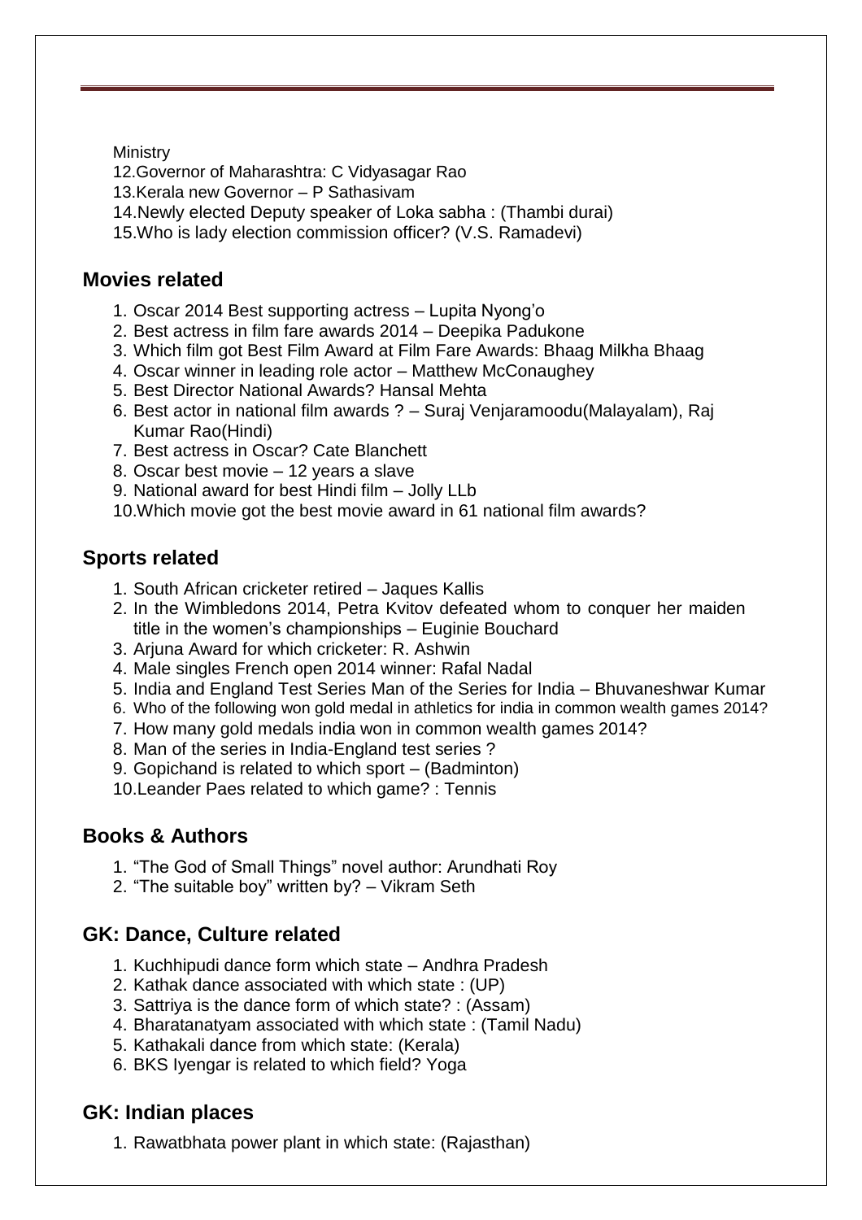Ministry

12. Governor of Maharashtra: C Vidyasagar Rao
13. Kerala new Governor – P Sathasivam
14. Newly elected Deputy speaker of Loka sabha : (Thambi durai)
15. Who is lady election commission officer? (V.S. Ramadevi)

## Movies related

1. Oscar 2014 Best supporting actress – Lupita Nyong'o
2. Best actress in film fare awards 2014 – Deepika Padukone
3. Which film got Best Film Award at Film Fare Awards: Bhaag Milkha Bhaag
4. Oscar winner in leading role actor – Matthew McConaughey
5. Best Director National Awards? Hansal Mehta
6. Best actor in national film awards ? – Suraj Venjaramoodu(Malayalam), Raj Kumar Rao(Hindi)
7. Best actress in Oscar? Cate Blanchett
8. Oscar best movie – 12 years a slave
9. National award for best Hindi film – Jolly LLb
10. Which movie got the best movie award in 61 national film awards?

## Sports related

1. South African cricketer retired – Jaques Kallis
2. In the Wimbledons 2014, Petra Kvitov defeated whom to conquer her maiden title in the women's championships – Euginie Bouchard
3. Arjuna Award for which cricketer: R. Ashwin
4. Male singles French open 2014 winner: Rafal Nadal
5. India and England Test Series Man of the Series for India – Bhuvaneshwar Kumar
6. Who of the following won gold medal in athletics for india in common wealth games 2014?
7. How many gold medals india won in common wealth games 2014?
8. Man of the series in India-England test series ?
9. Gopichand is related to which sport – (Badminton)
10. Leander Paes related to which game? : Tennis

## Books & Authors

1. "The God of Small Things" novel author: Arundhati Roy
2. "The suitable boy" written by? – Vikram Seth

## GK: Dance, Culture related

1. Kuchhipudi dance form which state – Andhra Pradesh
2. Kathak dance associated with which state : (UP)
3. Sattriya is the dance form of which state? : (Assam)
4. Bharatanatyam associated with which state : (Tamil Nadu)
5. Kathakali dance from which state: (Kerala)
6. BKS Iyengar is related to which field? Yoga

## GK: Indian places

1. Rawatbhata power plant in which state: (Rajasthan)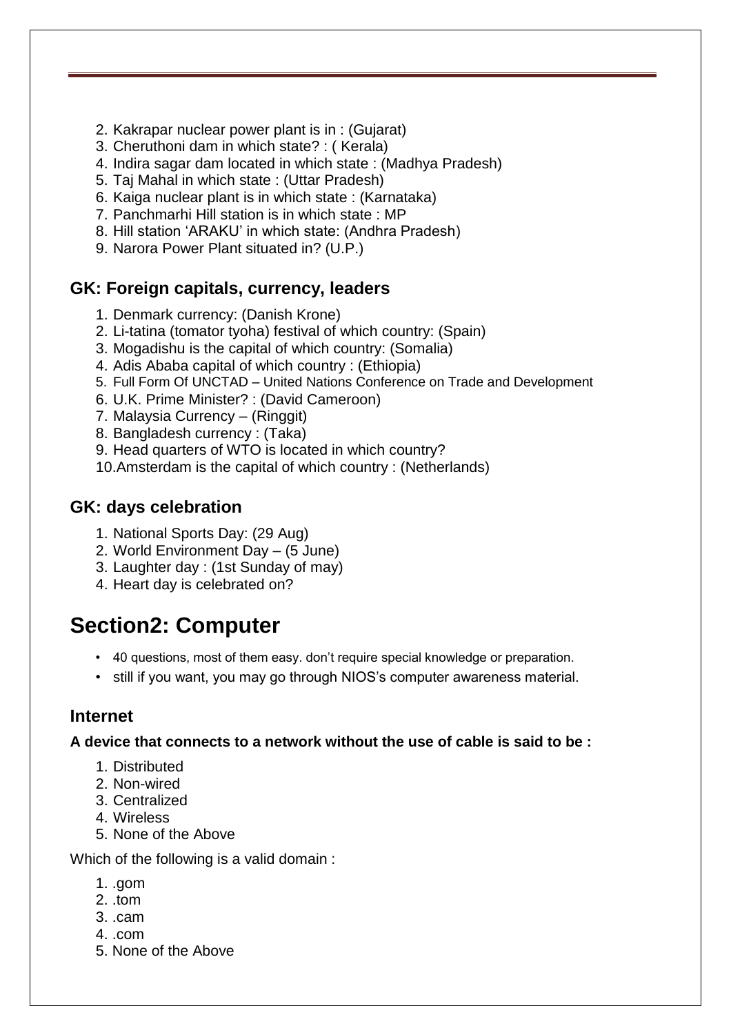2. Kakrapar nuclear power plant is in : (Gujarat)
3. Cheruthoni dam in which state? : ( Kerala)
4. Indira sagar dam located in which state : (Madhya Pradesh)
5. Taj Mahal in which state : (Uttar Pradesh)
6. Kaiga nuclear plant is in which state : (Karnataka)
7. Panchmarhi Hill station is in which state : MP
8. Hill station 'ARAKU' in which state: (Andhra Pradesh)
9. Narora Power Plant situated in? (U.P.)

### GK: Foreign capitals, currency, leaders

1. Denmark currency: (Danish Krone)
2. Li-tatina (tomator tyoha) festival of which country: (Spain)
3. Mogadishu is the capital of which country: (Somalia)
4. Adis Ababa capital of which country : (Ethiopia)
5. Full Form Of UNCTAD – United Nations Conference on Trade and Development
6. U.K. Prime Minister? : (David Cameroon)
7. Malaysia Currency – (Ringgit)
8. Bangladesh currency : (Taka)
9. Head quarters of WTO is located in which country?
10. Amsterdam is the capital of which country : (Netherlands)

### GK: days celebration

1. National Sports Day: (29 Aug)
2. World Environment Day – (5 June)
3. Laughter day : (1st Sunday of may)
4. Heart day is celebrated on?

# Section2: Computer

- 40 questions, most of them easy. don't require special knowledge or preparation.
- still if you want, you may go through NIOS's computer awareness material.

### Internet

**A device that connects to a network without the use of cable is said to be :**

1. Distributed
2. Non-wired
3. Centralized
4. Wireless
5. None of the Above

Which of the following is a valid domain :

1. .gom
2. .tom
3. .cam
4. .com
5. None of the Above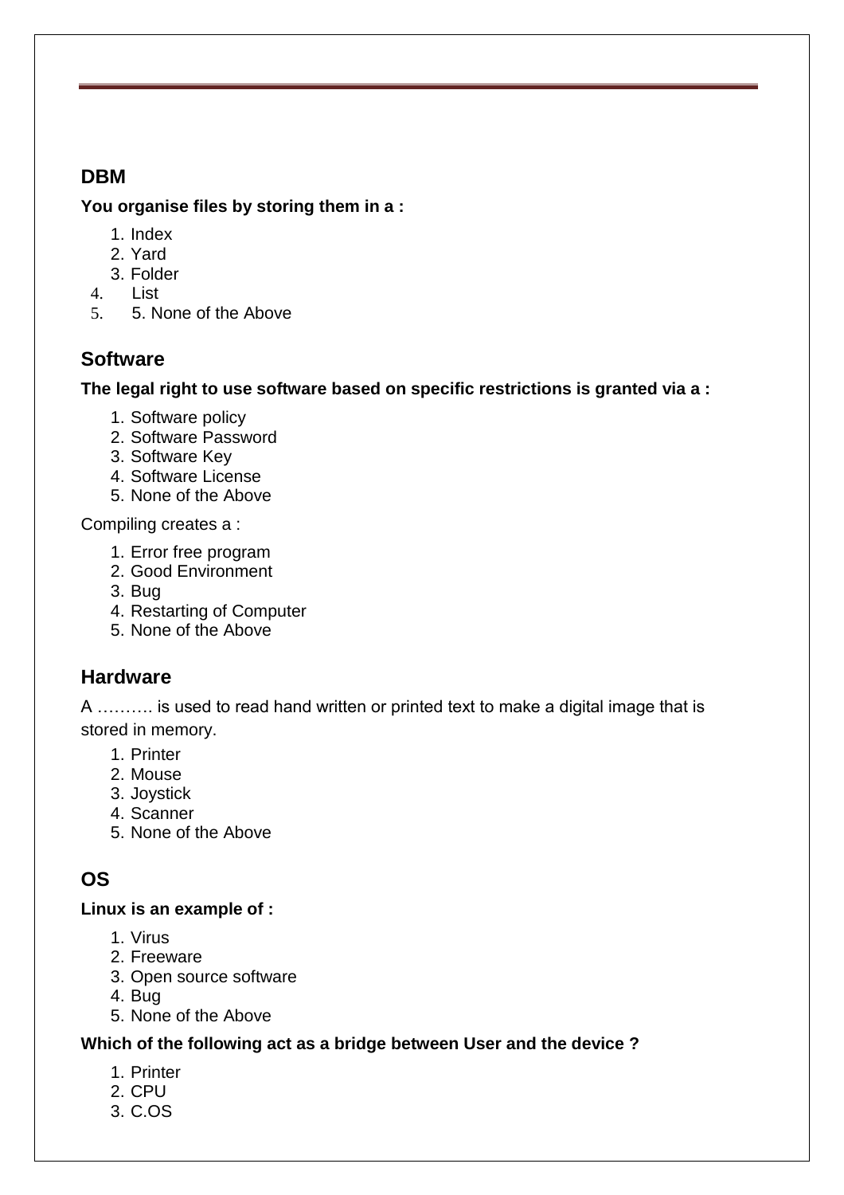## DBM

**You organise files by storing them in a :**

1. Index
2. Yard
3. Folder
4. List
5. 5. None of the Above

## Software

**The legal right to use software based on specific restrictions is granted via a :**

1. Software policy
2. Software Password
3. Software Key
4. Software License
5. None of the Above

Compiling creates a :

1. Error free program
2. Good Environment
3. Bug
4. Restarting of Computer
5. None of the Above

## Hardware

A ………. is used to read hand written or printed text to make a digital image that is stored in memory.

1. Printer
2. Mouse
3. Joystick
4. Scanner
5. None of the Above

## OS

**Linux is an example of :**

1. Virus
2. Freeware
3. Open source software
4. Bug
5. None of the Above

**Which of the following act as a bridge between User and the device ?**

1. Printer
2. CPU
3. C.OS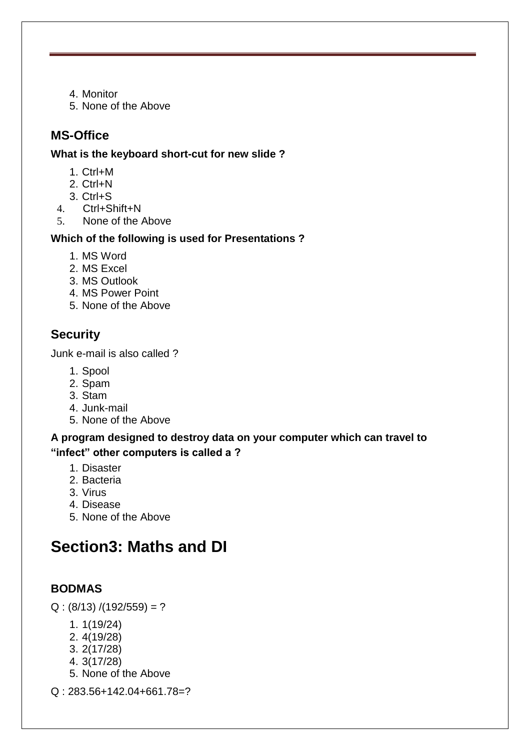4. Monitor
5. None of the Above

### MS-Office

**What is the keyboard short-cut for new slide ?**

1. Ctrl+M
2. Ctrl+N
3. Ctrl+S
4. Ctrl+Shift+N
5. None of the Above

**Which of the following is used for Presentations ?**

1. MS Word
2. MS Excel
3. MS Outlook
4. MS Power Point
5. None of the Above

### Security

Junk e-mail is also called ?

1. Spool
2. Spam
3. Stam
4. Junk-mail
5. None of the Above

**A program designed to destroy data on your computer which can travel to "infect" other computers is called a ?**

1. Disaster
2. Bacteria
3. Virus
4. Disease
5. None of the Above

## Section3: Maths and DI

### BODMAS

Q : (8/13) /(192/559) = ?

1. 1(19/24)
2. 4(19/28)
3. 2(17/28)
4. 3(17/28)
5. None of the Above

Q : 283.56+142.04+661.78=?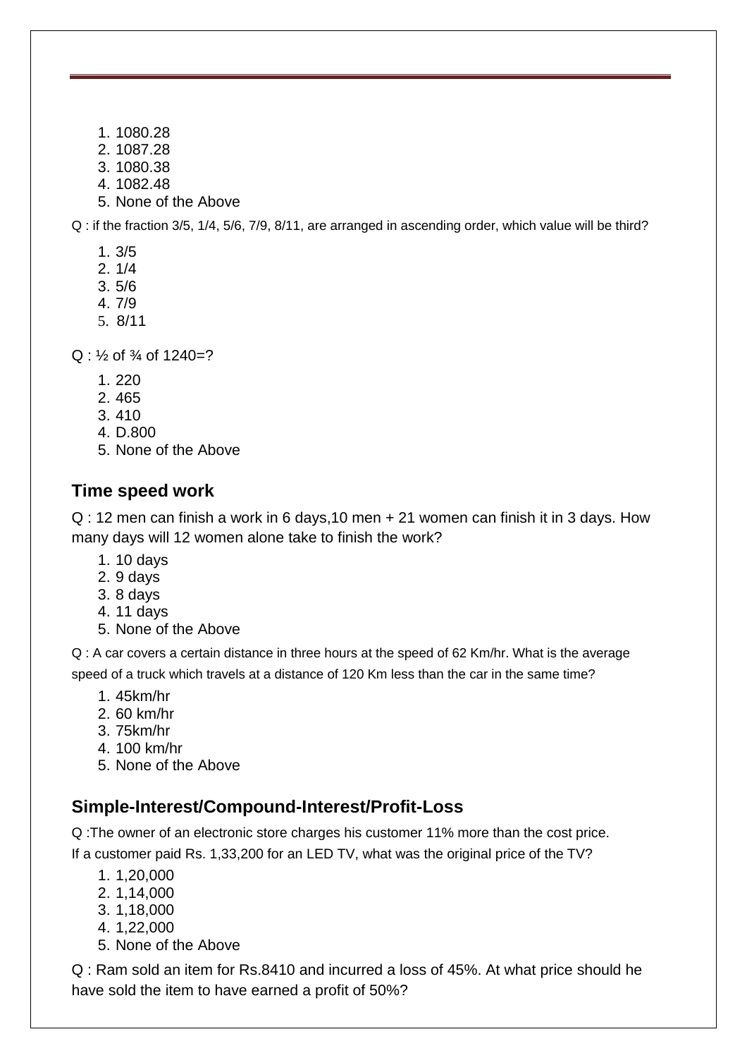1. 1080.28
2. 1087.28
3. 1080.38
4. 1082.48
5. None of the Above

Q : if the fraction 3/5, 1/4, 5/6, 7/9, 8/11, are arranged in ascending order, which value will be third?

1. 3/5
2. 1/4
3. 5/6
4. 7/9
5. 8/11

Q : ½ of ¾ of 1240=?

1. 220
2. 465
3. 410
4. D.800
5. None of the Above

## Time speed work

Q : 12 men can finish a work in 6 days,10 men + 21 women can finish it in 3 days. How many days will 12 women alone take to finish the work?

1. 10 days
2. 9 days
3. 8 days
4. 11 days
5. None of the Above

Q : A car covers a certain distance in three hours at the speed of 62 Km/hr. What is the average speed of a truck which travels at a distance of 120 Km less than the car in the same time?

1. 45km/hr
2. 60 km/hr
3. 75km/hr
4. 100 km/hr
5. None of the Above

## Simple-Interest/Compound-Interest/Profit-Loss

Q :The owner of an electronic store charges his customer 11% more than the cost price. If a customer paid Rs. 1,33,200 for an LED TV, what was the original price of the TV?

1. 1,20,000
2. 1,14,000
3. 1,18,000
4. 1,22,000
5. None of the Above

Q : Ram sold an item for Rs.8410 and incurred a loss of 45%. At what price should he have sold the item to have earned a profit of 50%?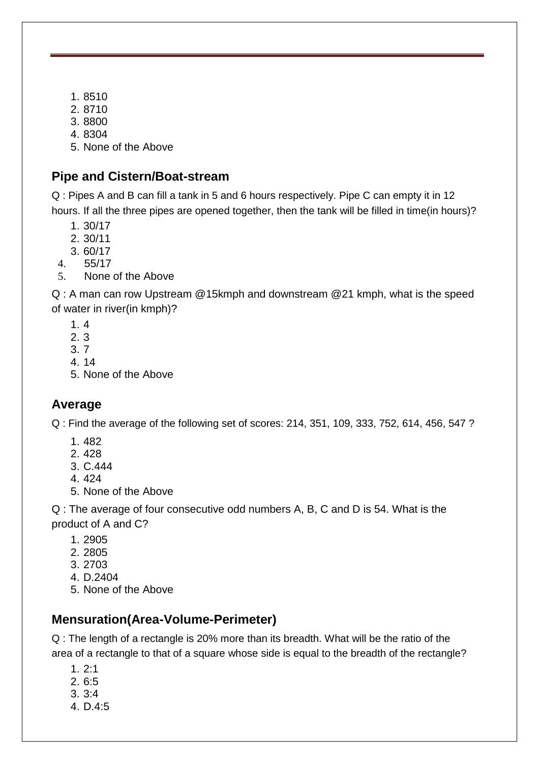1. 8510
2. 8710
3. 8800
4. 8304
5. None of the Above

## Pipe and Cistern/Boat-stream

Q : Pipes A and B can fill a tank in 5 and 6 hours respectively. Pipe C can empty it in 12 hours. If all the three pipes are opened together, then the tank will be filled in time(in hours)?

1. 30/17
2. 30/11
3. 60/17
4. 55/17
5. None of the Above

Q : A man can row Upstream @15kmph and downstream @21 kmph, what is the speed of water in river(in kmph)?

1. 4
2. 3
3. 7
4. 14
5. None of the Above

## Average

Q : Find the average of the following set of scores: 214, 351, 109, 333, 752, 614, 456, 547 ?

1. 482
2. 428
3. C.444
4. 424
5. None of the Above

Q : The average of four consecutive odd numbers A, B, C and D is 54. What is the product of A and C?

1. 2905
2. 2805
3. 2703
4. D.2404
5. None of the Above

## Mensuration(Area-Volume-Perimeter)

Q : The length of a rectangle is 20% more than its breadth. What will be the ratio of the area of a rectangle to that of a square whose side is equal to the breadth of the rectangle?

1. 2:1
2. 6:5
3. 3:4
4. D.4:5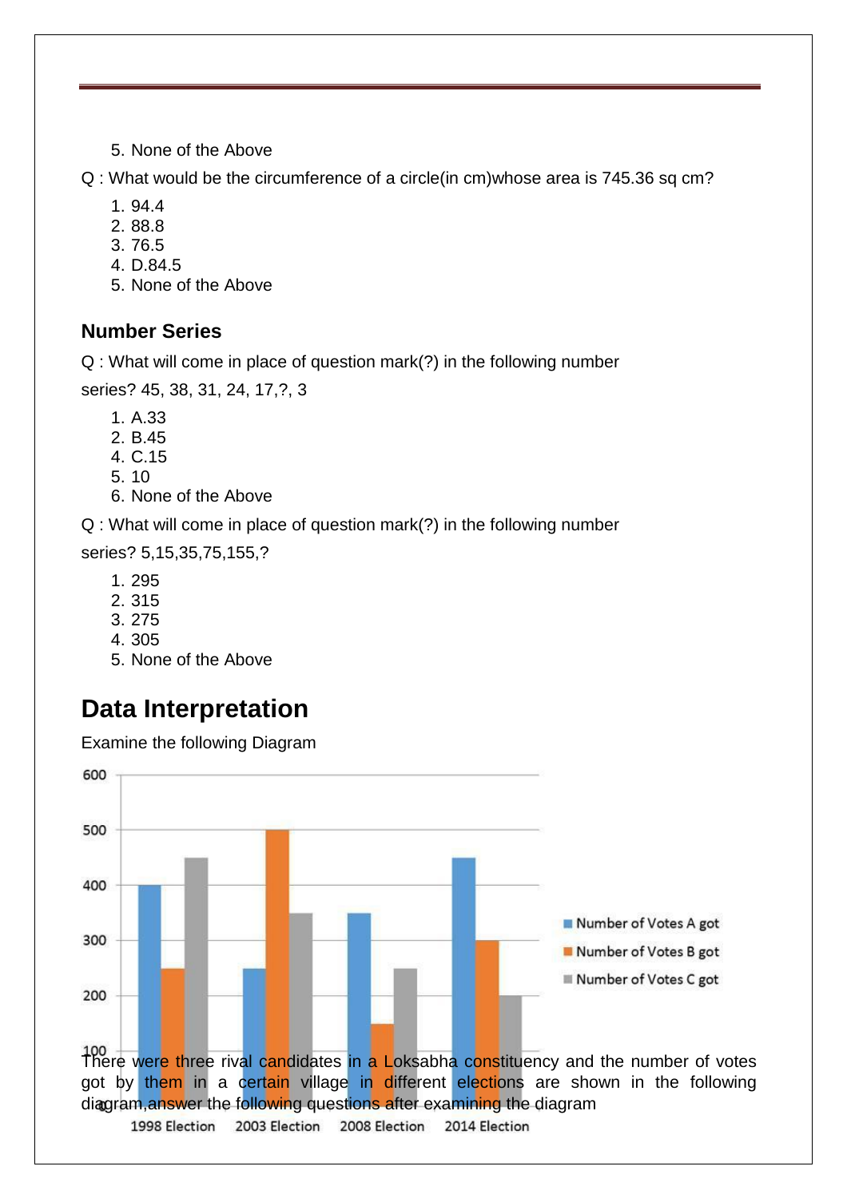5. None of the Above

Q : What would be the circumference of a circle(in cm)whose area is 745.36 sq cm?

1. 94.4
2. 88.8
3. 76.5
4. D.84.5
5. None of the Above

### Number Series

Q : What will come in place of question mark(?) in the following number

series? 45, 38, 31, 24, 17,?, 3

1. A.33
2. B.45
4. C.15
5. 10
6. None of the Above

Q : What will come in place of question mark(?) in the following number

series? 5,15,35,75,155,?

1. 295
2. 315
3. 275
4. 305
5. None of the Above

## Data Interpretation

Examine the following Diagram

| | Number of Votes A got | Number of Votes B got | Number of Votes C got |
|---|---|---|---|
| 1998 Election | 400 | 250 | 450 |
| 2003 Election | 250 | 500 | 350 |
| 2008 Election | 350 | 150 | 250 |
| 2014 Election | 450 | 300 | 200 |

There were three rival candidates in a Loksabha constituency and the number of votes got by them in a certain village in different elections are shown in the following diagram,answer the following questions after examining the diagram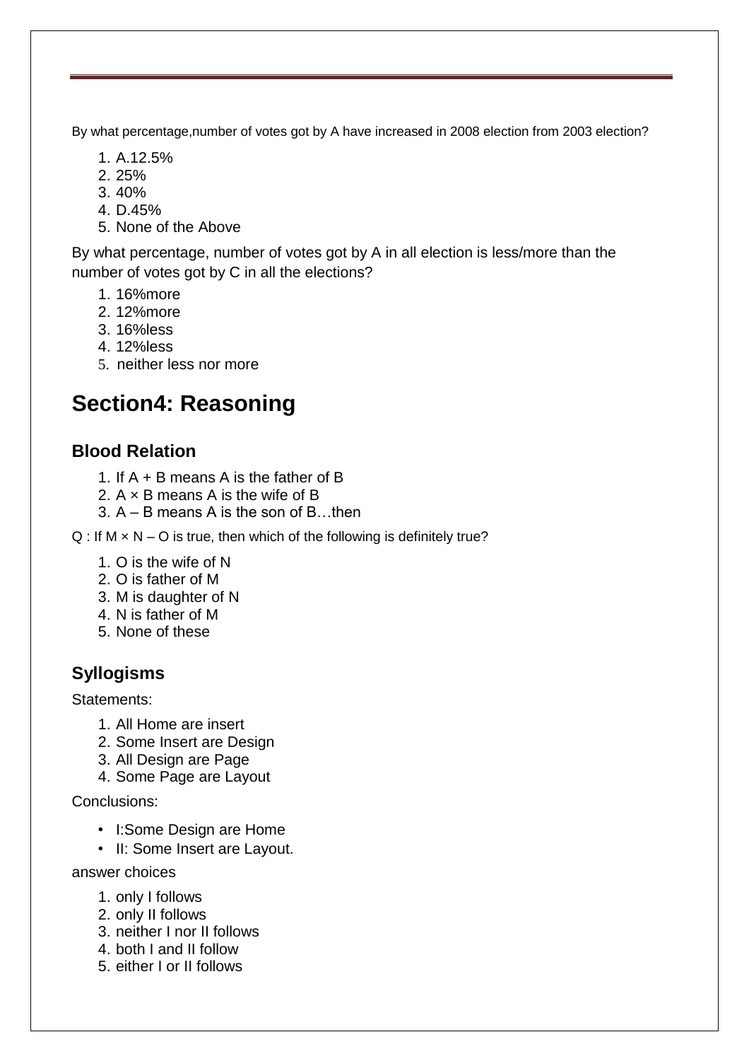By what percentage,number of votes got by A have increased in 2008 election from 2003 election?

1. A.12.5%
2. 25%
3. 40%
4. D.45%
5. None of the Above

By what percentage, number of votes got by A in all election is less/more than the number of votes got by C in all the elections?

1. 16%more
2. 12%more
3. 16%less
4. 12%less
5. neither less nor more

# Section4: Reasoning

## Blood Relation

1. If A + B means A is the father of B
2. A × B means A is the wife of B
3. A – B means A is the son of B…then

Q : If M × N – O is true, then which of the following is definitely true?

1. O is the wife of N
2. O is father of M
3. M is daughter of N
4. N is father of M
5. None of these

## Syllogisms

Statements:

1. All Home are insert
2. Some Insert are Design
3. All Design are Page
4. Some Page are Layout

Conclusions:

- I:Some Design are Home
- II: Some Insert are Layout.

answer choices

1. only I follows
2. only II follows
3. neither I nor II follows
4. both I and II follow
5. either I or II follows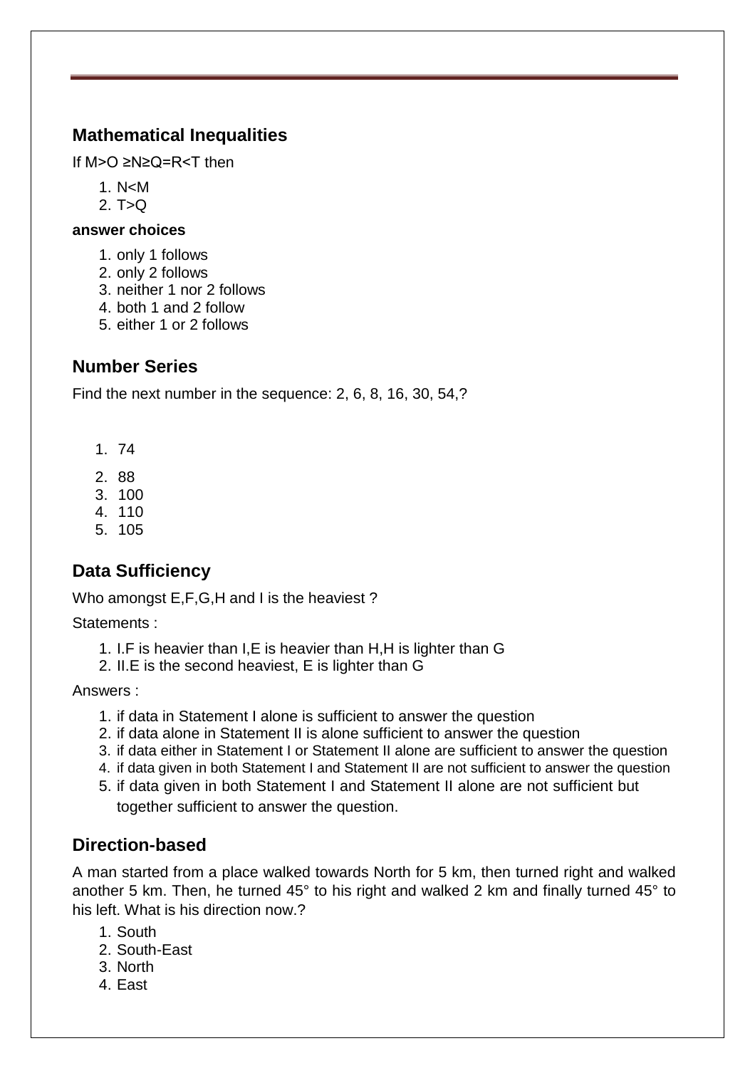## Mathematical Inequalities

If $M>O \geq N \geq Q=R<T$ then

1. $N<M$
2. $T>Q$

**answer choices**

1. only 1 follows
2. only 2 follows
3. neither 1 nor 2 follows
4. both 1 and 2 follow
5. either 1 or 2 follows

## Number Series

Find the next number in the sequence: 2, 6, 8, 16, 30, 54,?

1. 74
2. 88
3. 100
4. 110
5. 105

## Data Sufficiency

Who amongst E,F,G,H and I is the heaviest ?

Statements :

1. I.F is heavier than I,E is heavier than H,H is lighter than G
2. II.E is the second heaviest, E is lighter than G

Answers :

1. if data in Statement I alone is sufficient to answer the question
2. if data alone in Statement II is alone sufficient to answer the question
3. if data either in Statement I or Statement II alone are sufficient to answer the question
4. if data given in both Statement I and Statement II are not sufficient to answer the question
5. if data given in both Statement I and Statement II alone are not sufficient but together sufficient to answer the question.

## Direction-based

A man started from a place walked towards North for 5 km, then turned right and walked another 5 km. Then, he turned 45° to his right and walked 2 km and finally turned 45° to his left. What is his direction now.?

1. South
2. South-East
3. North
4. East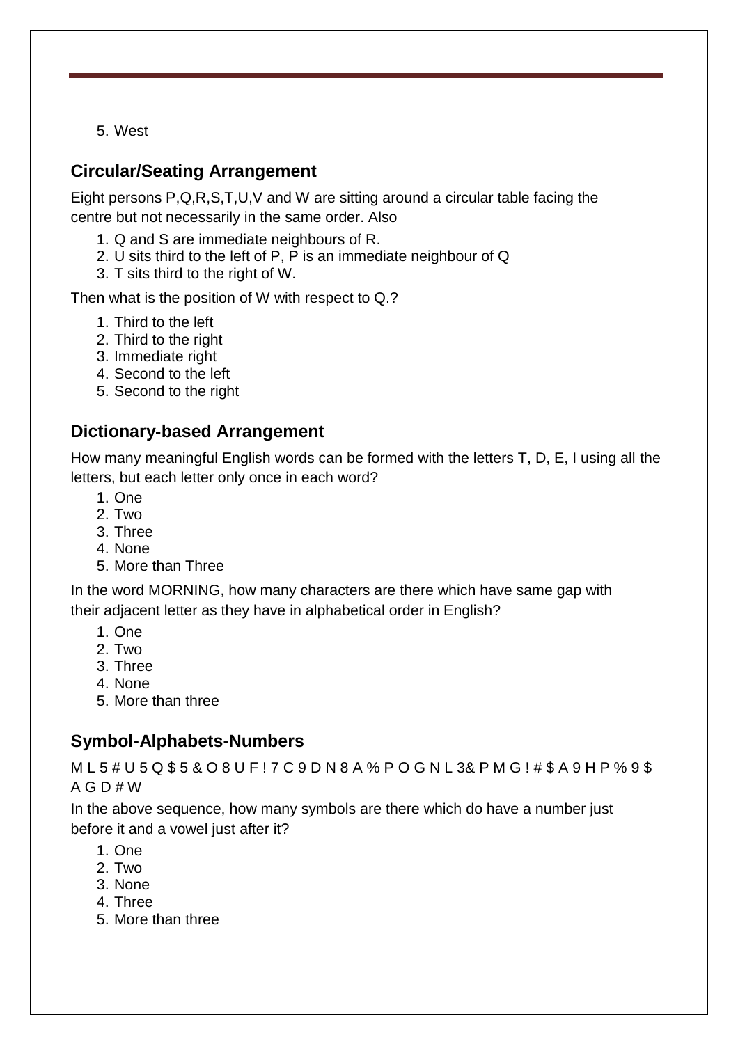5. West

## Circular/Seating Arrangement

Eight persons P,Q,R,S,T,U,V and W are sitting around a circular table facing the centre but not necessarily in the same order. Also

1. Q and S are immediate neighbours of R.
2. U sits third to the left of P, P is an immediate neighbour of Q
3. T sits third to the right of W.

Then what is the position of W with respect to Q.?

1. Third to the left
2. Third to the right
3. Immediate right
4. Second to the left
5. Second to the right

## Dictionary-based Arrangement

How many meaningful English words can be formed with the letters T, D, E, I using all the letters, but each letter only once in each word?

1. One
2. Two
3. Three
4. None
5. More than Three

In the word MORNING, how many characters are there which have same gap with their adjacent letter as they have in alphabetical order in English?

1. One
2. Two
3. Three
4. None
5. More than three

## Symbol-Alphabets-Numbers

M L 5 # U 5 Q $ 5 & O 8 U F ! 7 C 9 D N 8 A % P O G N L 3& P M G ! # $ A 9 H P % 9 $ A G D # W

In the above sequence, how many symbols are there which do have a number just before it and a vowel just after it?

1. One
2. Two
3. None
4. Three
5. More than three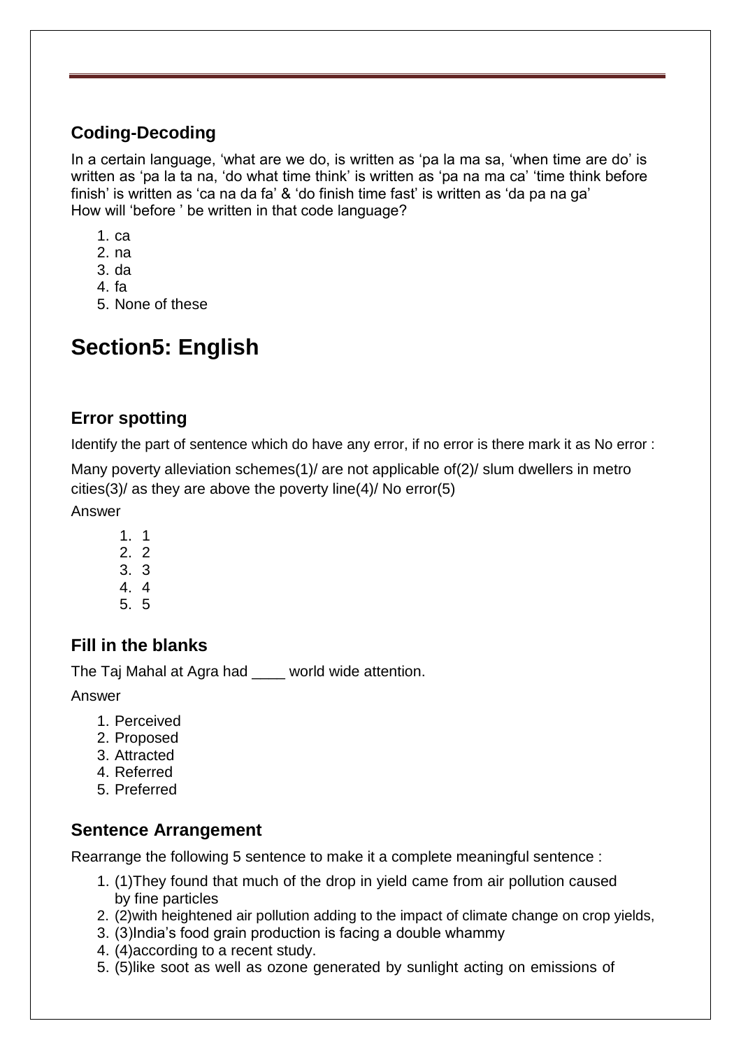### Coding-Decoding

In a certain language, 'what are we do, is written as 'pa la ma sa, 'when time are do' is written as 'pa la ta na, 'do what time think' is written as 'pa na ma ca' 'time think before finish' is written as 'ca na da fa' & 'do finish time fast' is written as 'da pa na ga'
How will 'before ' be written in that code language?

1. ca
2. na
3. da
4. fa
5. None of these

# Section5: English

### Error spotting

Identify the part of sentence which do have any error, if no error is there mark it as No error :

Many poverty alleviation schemes(1)/ are not applicable of(2)/ slum dwellers in metro cities(3)/ as they are above the poverty line(4)/ No error(5)

Answer

1. 1
2. 2
3. 3
4. 4
5. 5

### Fill in the blanks

The Taj Mahal at Agra had ____ world wide attention.

Answer

1. Perceived
2. Proposed
3. Attracted
4. Referred
5. Preferred

### Sentence Arrangement

Rearrange the following 5 sentence to make it a complete meaningful sentence :

1. (1)They found that much of the drop in yield came from air pollution caused by fine particles
2. (2)with heightened air pollution adding to the impact of climate change on crop yields,
3. (3)India's food grain production is facing a double whammy
4. (4)according to a recent study.
5. (5)like soot as well as ozone generated by sunlight acting on emissions of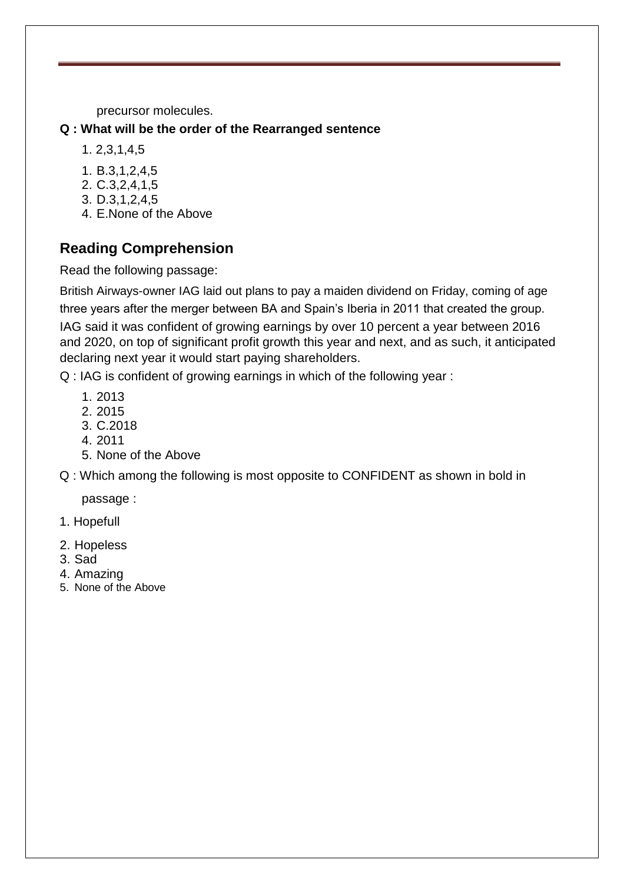precursor molecules.

**Q : What will be the order of the Rearranged sentence**

1. 2,3,1,4,5

1. B.3,1,2,4,5
2. C.3,2,4,1,5
3. D.3,1,2,4,5
4. E.None of the Above

## Reading Comprehension

Read the following passage:

British Airways-owner IAG laid out plans to pay a maiden dividend on Friday, coming of age three years after the merger between BA and Spain's Iberia in 2011 that created the group. IAG said it was confident of growing earnings by over 10 percent a year between 2016 and 2020, on top of significant profit growth this year and next, and as such, it anticipated declaring next year it would start paying shareholders.

Q : IAG is confident of growing earnings in which of the following year :

1. 2013
2. 2015
3. C.2018
4. 2011
5. None of the Above

Q : Which among the following is most opposite to CONFIDENT as shown in bold in passage :

1. Hopefull
2. Hopeless
3. Sad
4. Amazing
5. None of the Above